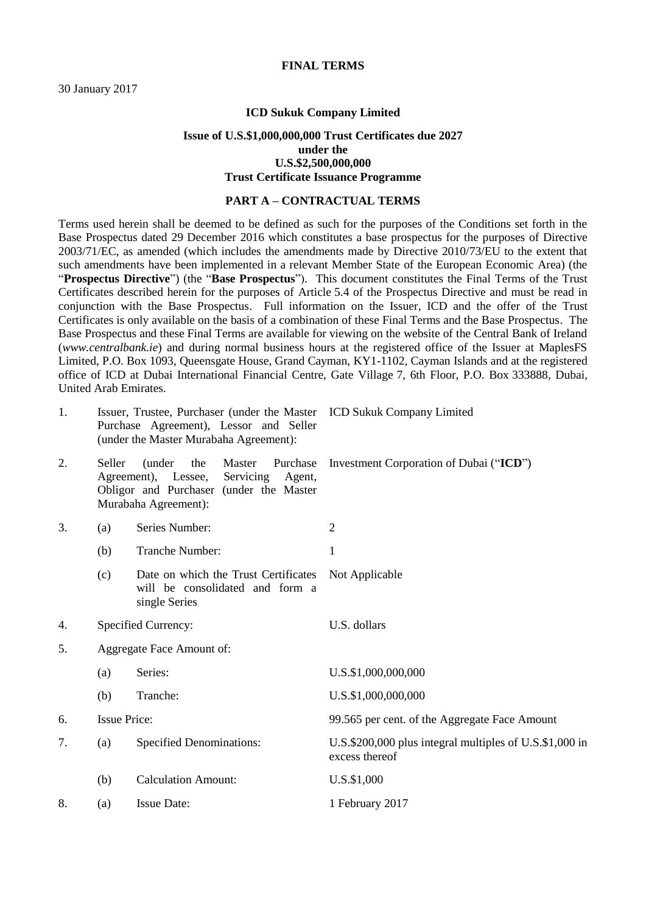# FINAL TERMS

30 January 2017

**ICD Sukuk Company Limited**

**Issue of U.S.$1,000,000,000 Trust Certificates due 2027**
**under the**
**U.S.$2,500,000,000**
**Trust Certificate Issuance Programme**

## PART A – CONTRACTUAL TERMS

Terms used herein shall be deemed to be defined as such for the purposes of the Conditions set forth in the Base Prospectus dated 29 December 2016 which constitutes a base prospectus for the purposes of Directive 2003/71/EC, as amended (which includes the amendments made by Directive 2010/73/EU to the extent that such amendments have been implemented in a relevant Member State of the European Economic Area) (the "**Prospectus Directive**") (the "**Base Prospectus**"). This document constitutes the Final Terms of the Trust Certificates described herein for the purposes of Article 5.4 of the Prospectus Directive and must be read in conjunction with the Base Prospectus. Full information on the Issuer, ICD and the offer of the Trust Certificates is only available on the basis of a combination of these Final Terms and the Base Prospectus. The Base Prospectus and these Final Terms are available for viewing on the website of the Central Bank of Ireland (*www.centralbank.ie*) and during normal business hours at the registered office of the Issuer at MaplesFS Limited, P.O. Box 1093, Queensgate House, Grand Cayman, KY1-1102, Cayman Islands and at the registered office of ICD at Dubai International Financial Centre, Gate Village 7, 6th Floor, P.O. Box 333888, Dubai, United Arab Emirates.

| | | | |
|---|---|---|---|
| 1. | | Issuer, Trustee, Purchaser (under the Master Purchase Agreement), Lessor and Seller (under the Master Murabaha Agreement): | ICD Sukuk Company Limited |
| 2. | | Seller (under the Master Purchase Agreement), Lessee, Servicing Agent, Obligor and Purchaser (under the Master Murabaha Agreement): | Investment Corporation of Dubai ("**ICD**") |
| 3. | (a) | Series Number: | 2 |
| | (b) | Tranche Number: | 1 |
| | (c) | Date on which the Trust Certificates will be consolidated and form a single Series | Not Applicable |
| 4. | | Specified Currency: | U.S. dollars |
| 5. | | Aggregate Face Amount of: | |
| | (a) | Series: | U.S.$1,000,000,000 |
| | (b) | Tranche: | U.S.$1,000,000,000 |
| 6. | | Issue Price: | 99.565 per cent. of the Aggregate Face Amount |
| 7. | (a) | Specified Denominations: | U.S.$200,000 plus integral multiples of U.S.$1,000 in excess thereof |
| | (b) | Calculation Amount: | U.S.$1,000 |
| 8. | (a) | Issue Date: | 1 February 2017 |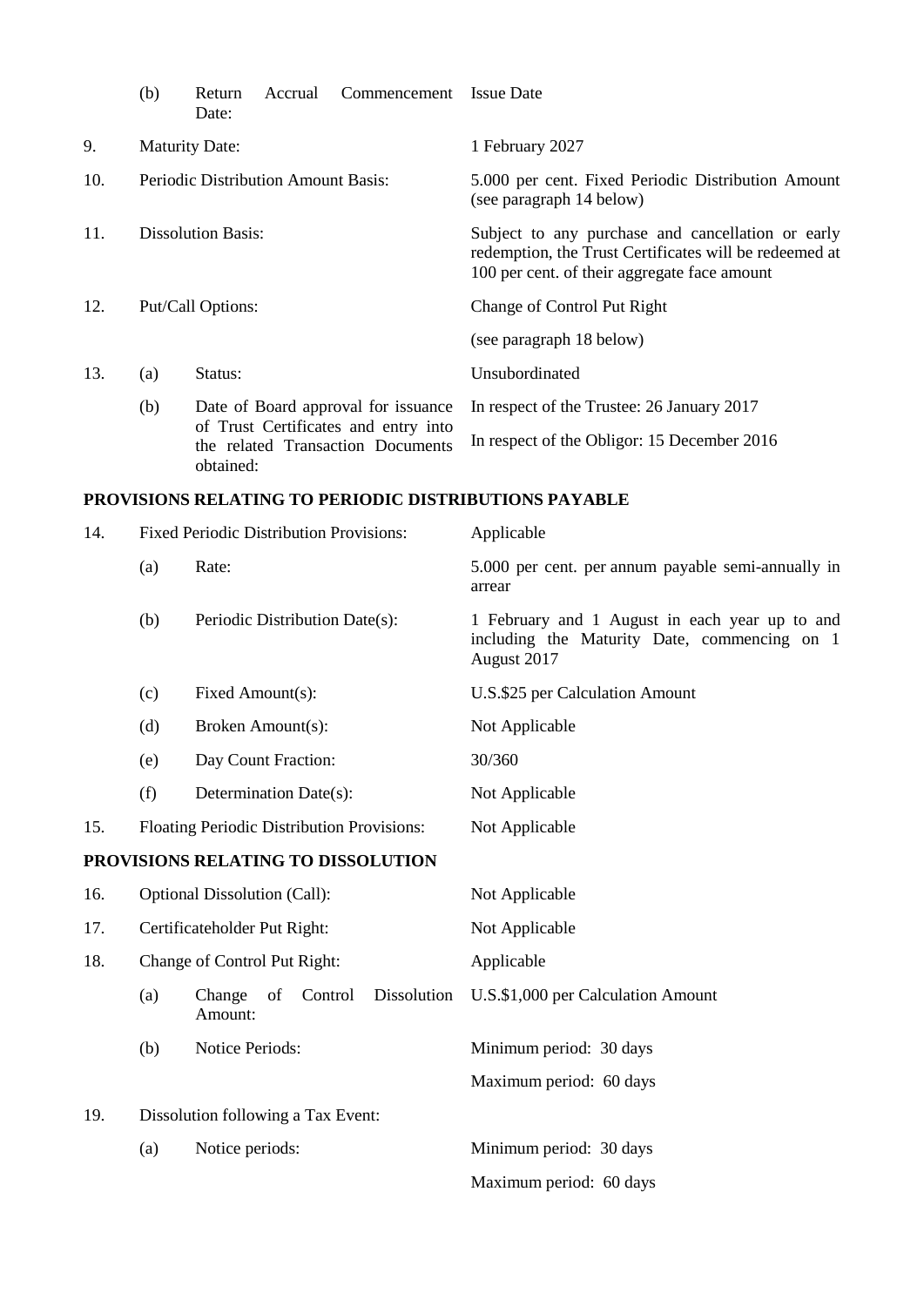| | | | |
|---|---|---|---|
| | (b) | Return Accrual Commencement Date: | Issue Date |
| 9. | Maturity Date: | | 1 February 2027 |
| 10. | Periodic Distribution Amount Basis: | | 5.000 per cent. Fixed Periodic Distribution Amount (see paragraph 14 below) |
| 11. | Dissolution Basis: | | Subject to any purchase and cancellation or early redemption, the Trust Certificates will be redeemed at 100 per cent. of their aggregate face amount |
| 12. | Put/Call Options: | | Change of Control Put Right<br><br>(see paragraph 18 below) |
| 13. | (a) | Status: | Unsubordinated |
| | (b) | Date of Board approval for issuance of Trust Certificates and entry into the related Transaction Documents obtained: | In respect of the Trustee: 26 January 2017<br><br>In respect of the Obligor: 15 December 2016 |

## PROVISIONS RELATING TO PERIODIC DISTRIBUTIONS PAYABLE

| | | | |
|---|---|---|---|
| 14. | Fixed Periodic Distribution Provisions: | | Applicable |
| | (a) | Rate: | 5.000 per cent. per annum payable semi-annually in arrear |
| | (b) | Periodic Distribution Date(s): | 1 February and 1 August in each year up to and including the Maturity Date, commencing on 1 August 2017 |
| | (c) | Fixed Amount(s): | U.S.$25 per Calculation Amount |
| | (d) | Broken Amount(s): | Not Applicable |
| | (e) | Day Count Fraction: | 30/360 |
| | (f) | Determination Date(s): | Not Applicable |
| 15. | Floating Periodic Distribution Provisions: | | Not Applicable |

## PROVISIONS RELATING TO DISSOLUTION

| | | | |
|---|---|---|---|
| 16. | Optional Dissolution (Call): | | Not Applicable |
| 17. | Certificateholder Put Right: | | Not Applicable |
| 18. | Change of Control Put Right: | | Applicable |
| | (a) | Change of Control Dissolution Amount: | U.S.$1,000 per Calculation Amount |
| | (b) | Notice Periods: | Minimum period: 30 days<br><br>Maximum period: 60 days |
| 19. | Dissolution following a Tax Event: | | |
| | (a) | Notice periods: | Minimum period: 30 days<br><br>Maximum period: 60 days |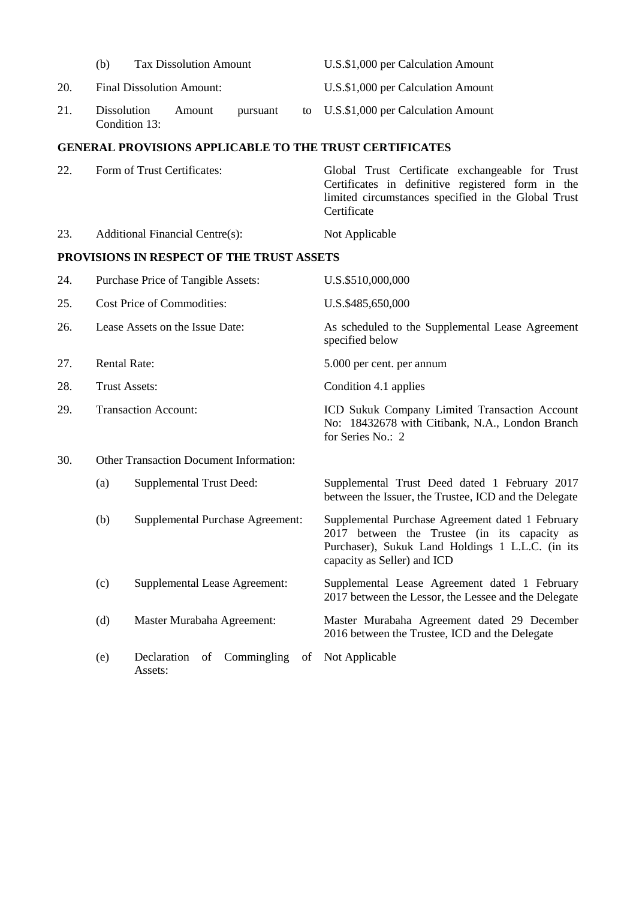| | | |
|---|---|---|
| | (b) Tax Dissolution Amount | U.S.$1,000 per Calculation Amount |
| 20. | Final Dissolution Amount: | U.S.$1,000 per Calculation Amount |
| 21. | Dissolution Amount pursuant to Condition 13: | U.S.$1,000 per Calculation Amount |

**GENERAL PROVISIONS APPLICABLE TO THE TRUST CERTIFICATES**

| | | |
|---|---|---|
| 22. | Form of Trust Certificates: | Global Trust Certificate exchangeable for Trust Certificates in definitive registered form in the limited circumstances specified in the Global Trust Certificate |
| 23. | Additional Financial Centre(s): | Not Applicable |

**PROVISIONS IN RESPECT OF THE TRUST ASSETS**

| | | |
|---|---|---|
| 24. | Purchase Price of Tangible Assets: | U.S.$510,000,000 |
| 25. | Cost Price of Commodities: | U.S.$485,650,000 |
| 26. | Lease Assets on the Issue Date: | As scheduled to the Supplemental Lease Agreement specified below |
| 27. | Rental Rate: | 5.000 per cent. per annum |
| 28. | Trust Assets: | Condition 4.1 applies |
| 29. | Transaction Account: | ICD Sukuk Company Limited Transaction Account No: 18432678 with Citibank, N.A., London Branch for Series No.: 2 |
| 30. | Other Transaction Document Information: | |
| | (a) Supplemental Trust Deed: | Supplemental Trust Deed dated 1 February 2017 between the Issuer, the Trustee, ICD and the Delegate |
| | (b) Supplemental Purchase Agreement: | Supplemental Purchase Agreement dated 1 February 2017 between the Trustee (in its capacity as Purchaser), Sukuk Land Holdings 1 L.L.C. (in its capacity as Seller) and ICD |
| | (c) Supplemental Lease Agreement: | Supplemental Lease Agreement dated 1 February 2017 between the Lessor, the Lessee and the Delegate |
| | (d) Master Murabaha Agreement: | Master Murabaha Agreement dated 29 December 2016 between the Trustee, ICD and the Delegate |
| | (e) Declaration of Commingling of Assets: | Not Applicable |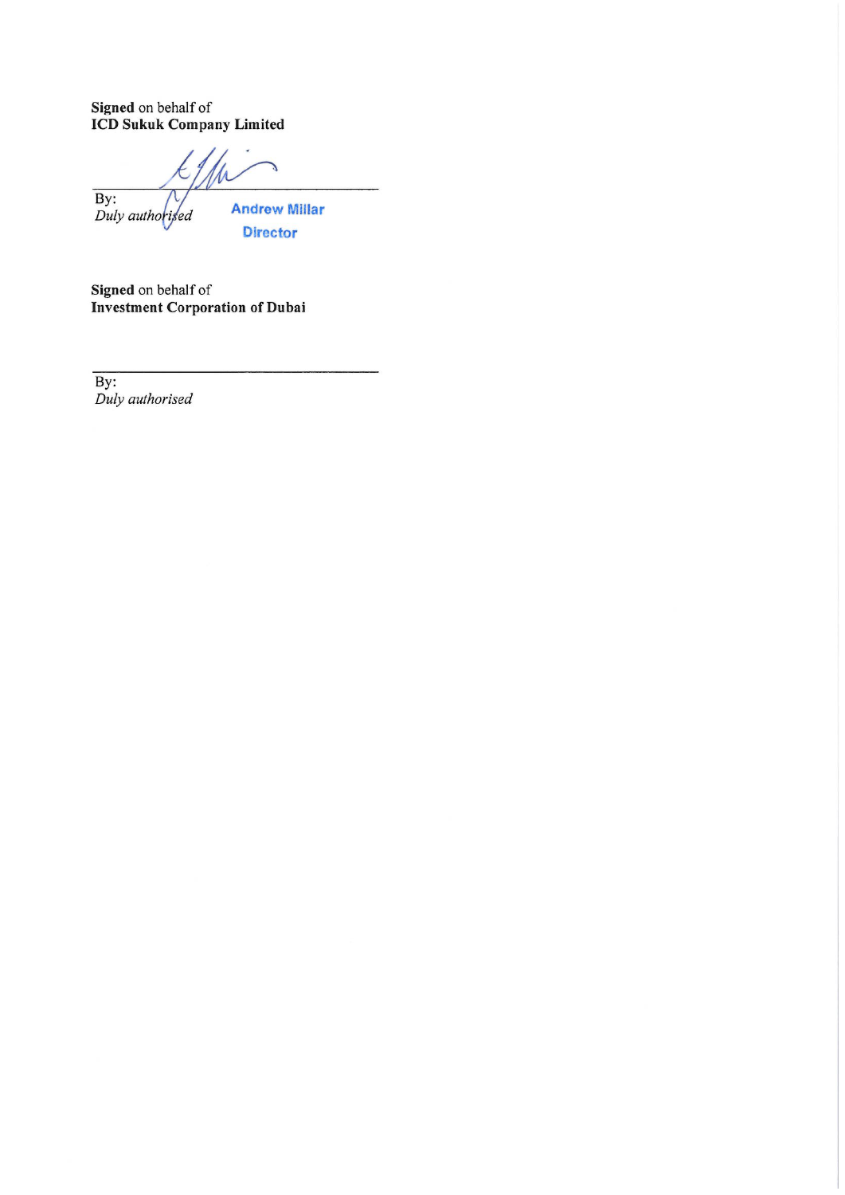**Signed** on behalf of
**ICD Sukuk Company Limited**

By:
*Duly authorised*

Andrew Millar
Director

**Signed** on behalf of
**Investment Corporation of Dubai**

By:
*Duly authorised*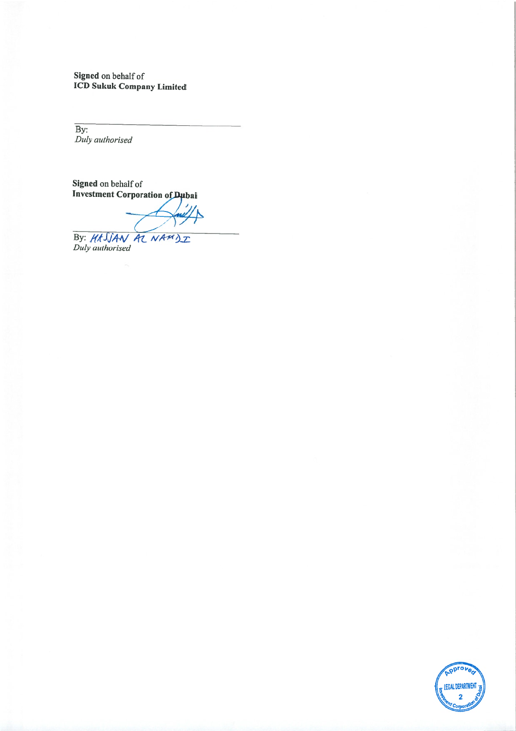**Signed** on behalf of
**ICD Sukuk Company Limited**

By:
*Duly authorised*

**Signed** on behalf of
**Investment Corporation of Dubai**

By: HASSAN AL NAHDI
*Duly authorised*

Approved
LEGAL DEPARTMENT
2
Investment Corporation of Dubai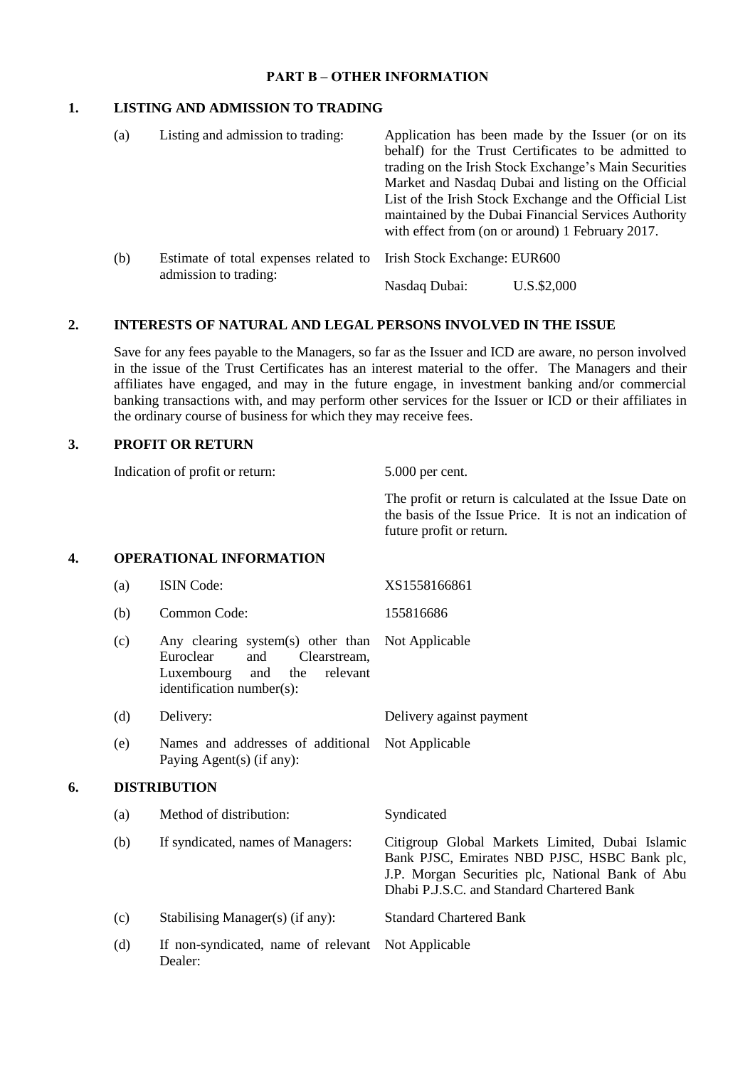## PART B – OTHER INFORMATION

### 1. LISTING AND ADMISSION TO TRADING

| | | |
|---|---|---|
| (a) | Listing and admission to trading: | Application has been made by the Issuer (or on its behalf) for the Trust Certificates to be admitted to trading on the Irish Stock Exchange's Main Securities Market and Nasdaq Dubai and listing on the Official List of the Irish Stock Exchange and the Official List maintained by the Dubai Financial Services Authority with effect from (on or around) 1 February 2017. |
| (b) | Estimate of total expenses related to admission to trading: | Irish Stock Exchange: EUR600<br>Nasdaq Dubai: U.S.$2,000 |

### 2. INTERESTS OF NATURAL AND LEGAL PERSONS INVOLVED IN THE ISSUE

Save for any fees payable to the Managers, so far as the Issuer and ICD are aware, no person involved in the issue of the Trust Certificates has an interest material to the offer. The Managers and their affiliates have engaged, and may in the future engage, in investment banking and/or commercial banking transactions with, and may perform other services for the Issuer or ICD or their affiliates in the ordinary course of business for which they may receive fees.

### 3. PROFIT OR RETURN

| | |
|---|---|
| Indication of profit or return: | 5.000 per cent.<br><br>The profit or return is calculated at the Issue Date on the basis of the Issue Price. It is not an indication of future profit or return. |

### 4. OPERATIONAL INFORMATION

| | | |
|---|---|---|
| (a) | ISIN Code: | XS1558166861 |
| (b) | Common Code: | 155816686 |
| (c) | Any clearing system(s) other than Euroclear and Clearstream, Luxembourg and the relevant identification number(s): | Not Applicable |
| (d) | Delivery: | Delivery against payment |
| (e) | Names and addresses of additional Paying Agent(s) (if any): | Not Applicable |

### 6. DISTRIBUTION

| | | |
|---|---|---|
| (a) | Method of distribution: | Syndicated |
| (b) | If syndicated, names of Managers: | Citigroup Global Markets Limited, Dubai Islamic Bank PJSC, Emirates NBD PJSC, HSBC Bank plc, J.P. Morgan Securities plc, National Bank of Abu Dhabi P.J.S.C. and Standard Chartered Bank |
| (c) | Stabilising Manager(s) (if any): | Standard Chartered Bank |
| (d) | If non-syndicated, name of relevant Dealer: | Not Applicable |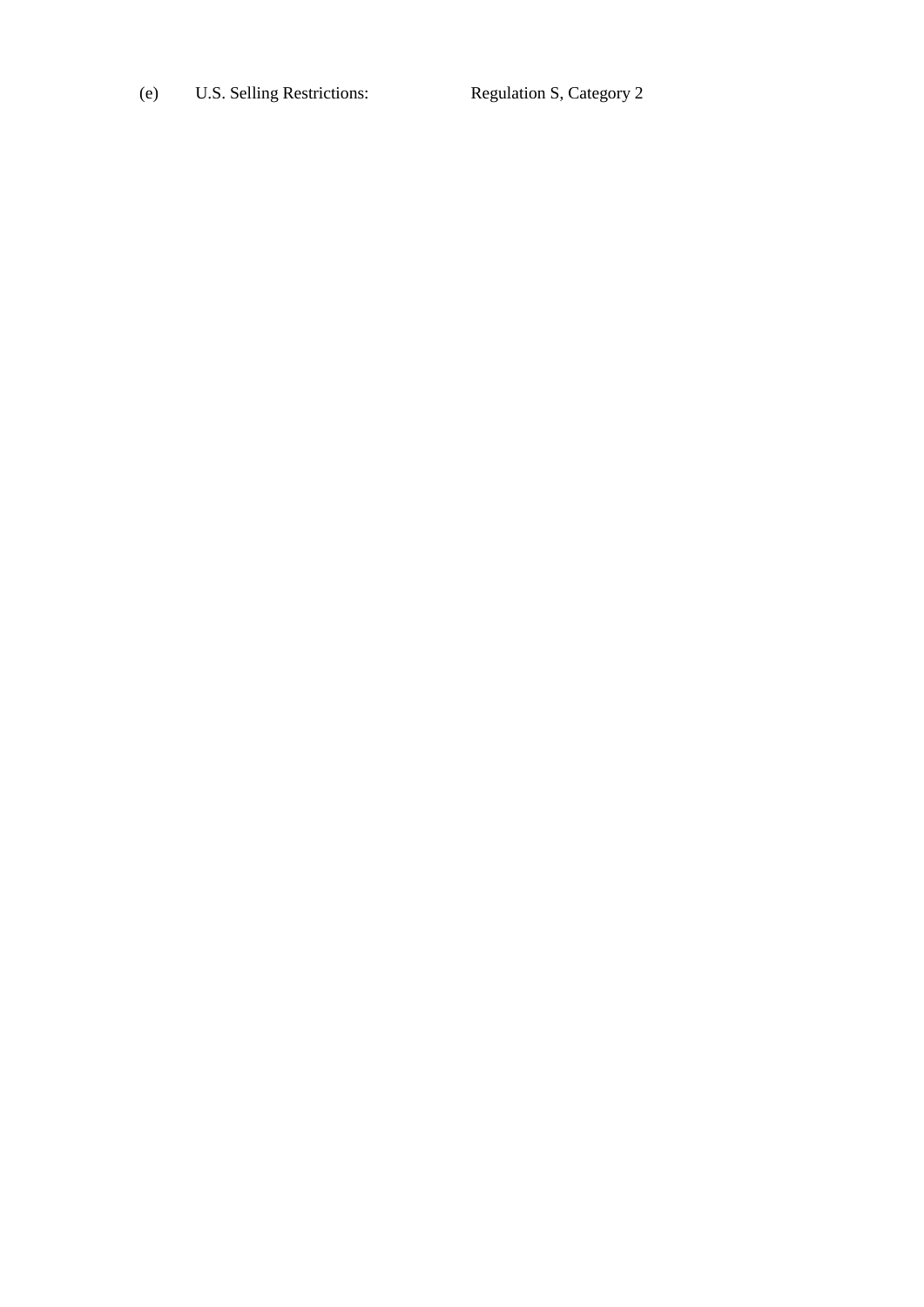(e) U.S. Selling Restrictions: Regulation S, Category 2